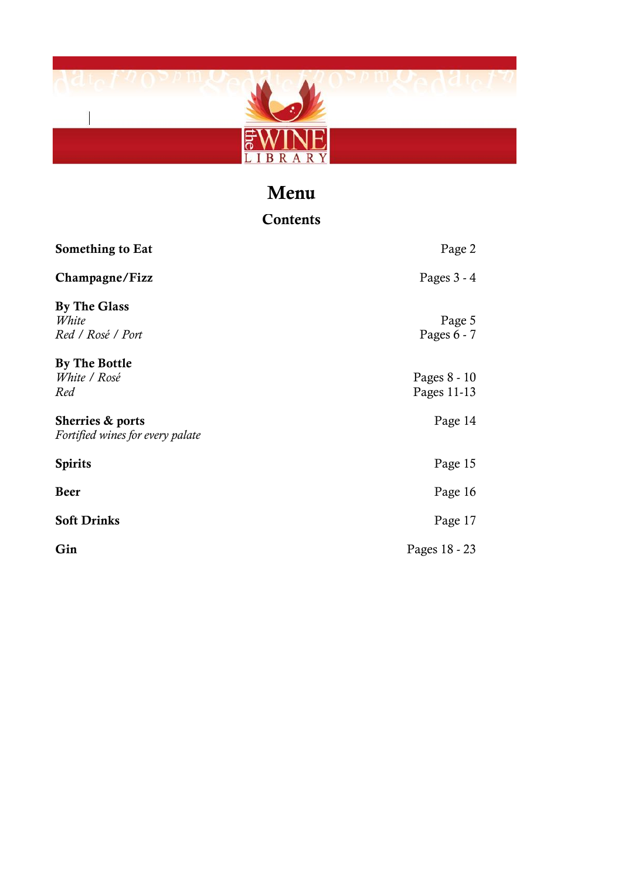# Menu

## Contents

| | |
|---|---|
| **Something to Eat** | Page 2 |
| **Champagne/Fizz** | Pages 3 - 4 |
| **By The Glass** | |
| *White* | Page 5 |
| *Red / Rosé / Port* | Pages 6 - 7 |
| **By The Bottle** | |
| *White / Rosé* | Pages 8 - 10 |
| *Red* | Pages 11-13 |
| **Sherries & ports** | Page 14 |
| *Fortified wines for every palate* | |
| **Spirits** | Page 15 |
| **Beer** | Page 16 |
| **Soft Drinks** | Page 17 |
| **Gin** | Pages 18 - 23 |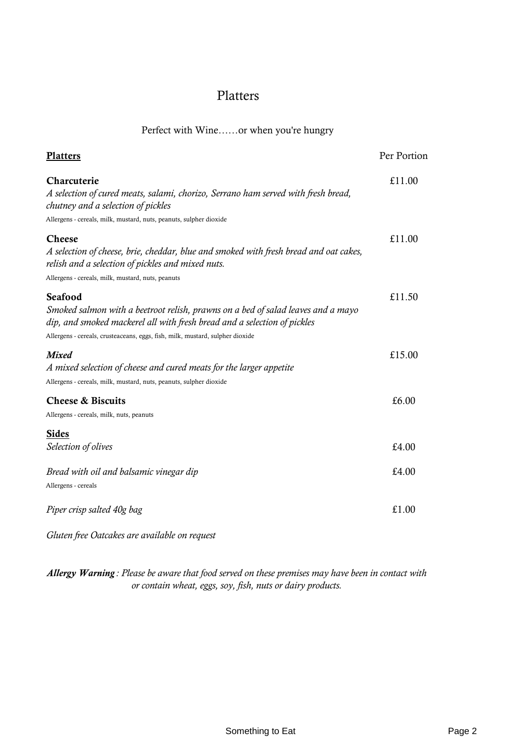# Platters

Perfect with Wine……or when you're hungry

| **Platters** | Per Portion |
| --- | --- |
| **Charcuterie**<br>*A selection of cured meats, salami, chorizo, Serrano ham served with fresh bread, chutney and a selection of pickles*<br>Allergens - cereals, milk, mustard, nuts, peanuts, sulpher dioxide | £11.00 |
| **Cheese**<br>*A selection of cheese, brie, cheddar, blue and smoked with fresh bread and oat cakes, relish and a selection of pickles and mixed nuts.*<br>Allergens - cereals, milk, mustard, nuts, peanuts | £11.00 |
| **Seafood**<br>*Smoked salmon with a beetroot relish, prawns on a bed of salad leaves and a mayo dip, and smoked mackerel all with fresh bread and a selection of pickles*<br>Allergens - cereals, crusteaceans, eggs, fish, milk, mustard, sulpher dioxide | £11.50 |
| ***Mixed***<br>*A mixed selection of cheese and cured meats for the larger appetite*<br>Allergens - cereals, milk, mustard, nuts, peanuts, sulpher dioxide | £15.00 |
| **Cheese & Biscuits**<br>Allergens - cereals, milk, nuts, peanuts | £6.00 |
| **Sides** | |
| *Selection of olives* | £4.00 |
| *Bread with oil and balsamic vinegar dip*<br>Allergens - cereals | £4.00 |
| *Piper crisp salted 40g bag* | £1.00 |

*Gluten free Oatcakes are available on request*

***Allergy Warning**: Please be aware that food served on these premises may have been in contact with or contain wheat, eggs, soy, fish, nuts or dairy products.*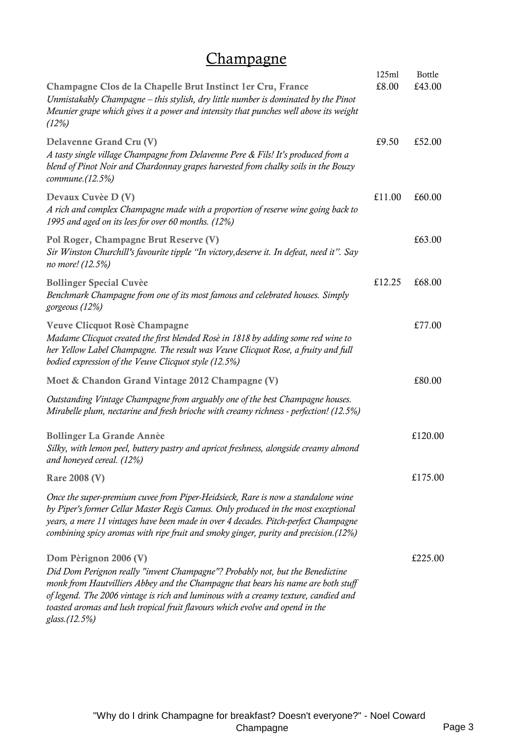# Champagne

| | 125ml | Bottle |
|---|---|---|
| **Champagne Clos de la Chapelle Brut Instinct 1er Cru, France**<br>*Unmistakably Champagne – this stylish, dry little number is dominated by the Pinot Meunier grape which gives it a power and intensity that punches well above its weight (12%)* | £8.00 | £43.00 |
| **Delavenne Grand Cru (V)**<br>*A tasty single village Champagne from Delavenne Pere & Fils! It's produced from a blend of Pinot Noir and Chardonnay grapes harvested from chalky soils in the Bouzy commune.(12.5%)* | £9.50 | £52.00 |
| **Devaux Cuvèe D (V)**<br>*A rich and complex Champagne made with a proportion of reserve wine going back to 1995 and aged on its lees for over 60 months. (12%)* | £11.00 | £60.00 |
| **Pol Roger, Champagne Brut Reserve (V)**<br>*Sir Winston Churchill's favourite tipple "In victory,deserve it. In defeat, need it". Say no more! (12.5%)* | | £63.00 |
| **Bollinger Special Cuvèe**<br>*Benchmark Champagne from one of its most famous and celebrated houses. Simply gorgeous (12%)* | £12.25 | £68.00 |
| **Veuve Clicquot Rosè Champagne**<br>*Madame Clicquot created the first blended Rosè in 1818 by adding some red wine to her Yellow Label Champagne. The result was Veuve Clicquot Rose, a fruity and full bodied expression of the Veuve Clicquot style (12.5%)* | | £77.00 |
| **Moet & Chandon Grand Vintage 2012 Champagne (V)**<br>*Outstanding Vintage Champagne from arguably one of the best Champagne houses. Mirabelle plum, nectarine and fresh brioche with creamy richness - perfection! (12.5%)* | | £80.00 |
| **Bollinger La Grande Annèe**<br>*Silky, with lemon peel, buttery pastry and apricot freshness, alongside creamy almond and honeyed cereal. (12%)* | | £120.00 |
| **Rare 2008 (V)**<br>*Once the super-premium cuvee from Piper-Heidsieck, Rare is now a standalone wine by Piper's former Cellar Master Regis Camus. Only produced in the most exceptional years, a mere 11 vintages have been made in over 4 decades. Pitch-perfect Champagne combining spicy aromas with ripe fruit and smoky ginger, purity and precision.(12%)* | | £175.00 |
| **Dom Pèrignon 2006 (V)**<br>*Did Dom Perignon really "invent Champagne"? Probably not, but the Benedictine monk from Hautvilliers Abbey and the Champagne that bears his name are both stuff of legend. The 2006 vintage is rich and luminous with a creamy texture, candied and toasted aromas and lush tropical fruit flavours which evolve and opend in the glass.(12.5%)* | | £225.00 |

"Why do I drink Champagne for breakfast? Doesn't everyone?" - Noel Coward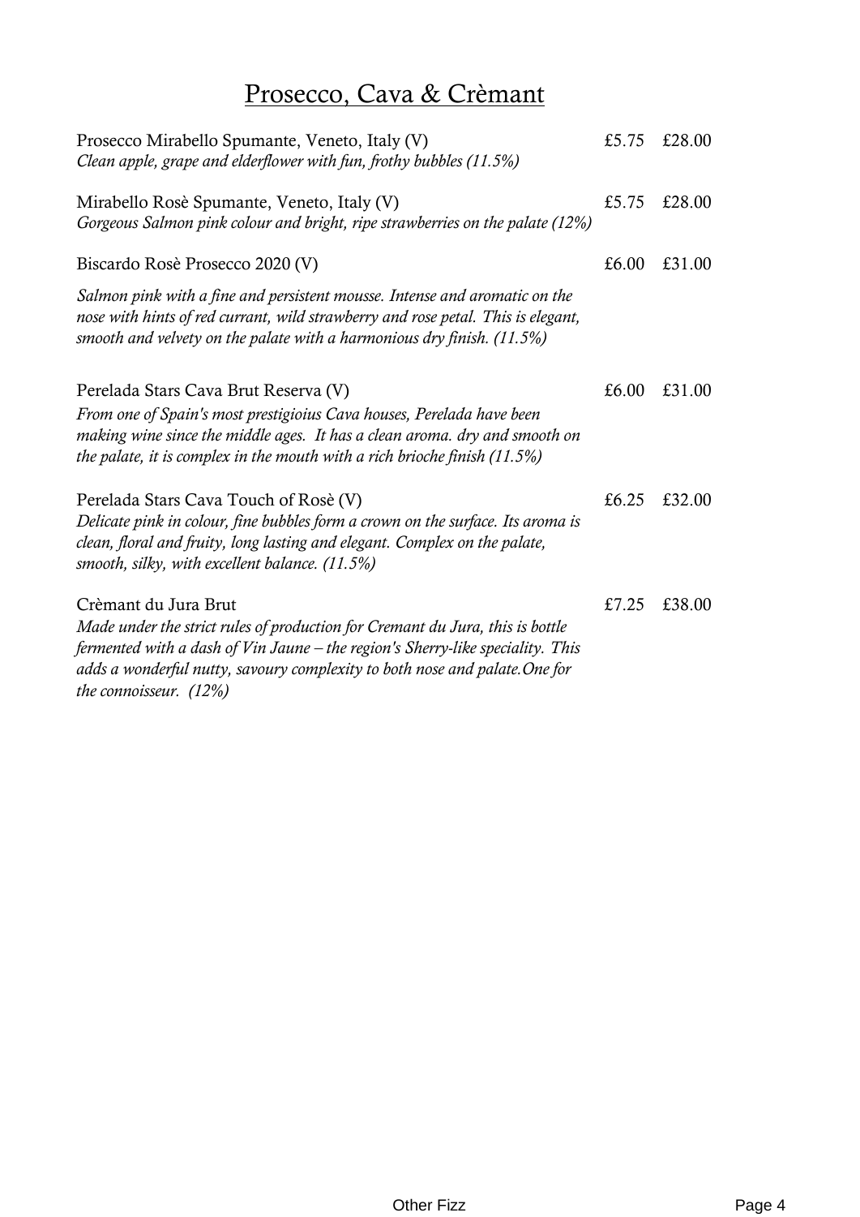# Prosecco, Cava & Crèmant

Prosecco Mirabello Spumante, Veneto, Italy (V) £5.75 £28.00
*Clean apple, grape and elderflower with fun, frothy bubbles (11.5%)*

Mirabello Rosè Spumante, Veneto, Italy (V) £5.75 £28.00
*Gorgeous Salmon pink colour and bright, ripe strawberries on the palate (12%)*

Biscardo Rosè Prosecco 2020 (V) £6.00 £31.00

*Salmon pink with a fine and persistent mousse. Intense and aromatic on the nose with hints of red currant, wild strawberry and rose petal. This is elegant, smooth and velvety on the palate with a harmonious dry finish. (11.5%)*

Perelada Stars Cava Brut Reserva (V) £6.00 £31.00
*From one of Spain's most prestigioius Cava houses, Perelada have been making wine since the middle ages. It has a clean aroma. dry and smooth on the palate, it is complex in the mouth with a rich brioche finish (11.5%)*

Perelada Stars Cava Touch of Rosè (V) £6.25 £32.00
*Delicate pink in colour, fine bubbles form a crown on the surface. Its aroma is clean, floral and fruity, long lasting and elegant. Complex on the palate, smooth, silky, with excellent balance. (11.5%)*

Crèmant du Jura Brut £7.25 £38.00
*Made under the strict rules of production for Cremant du Jura, this is bottle fermented with a dash of Vin Jaune – the region's Sherry-like speciality. This adds a wonderful nutty, savoury complexity to both nose and palate.One for the connoisseur. (12%)*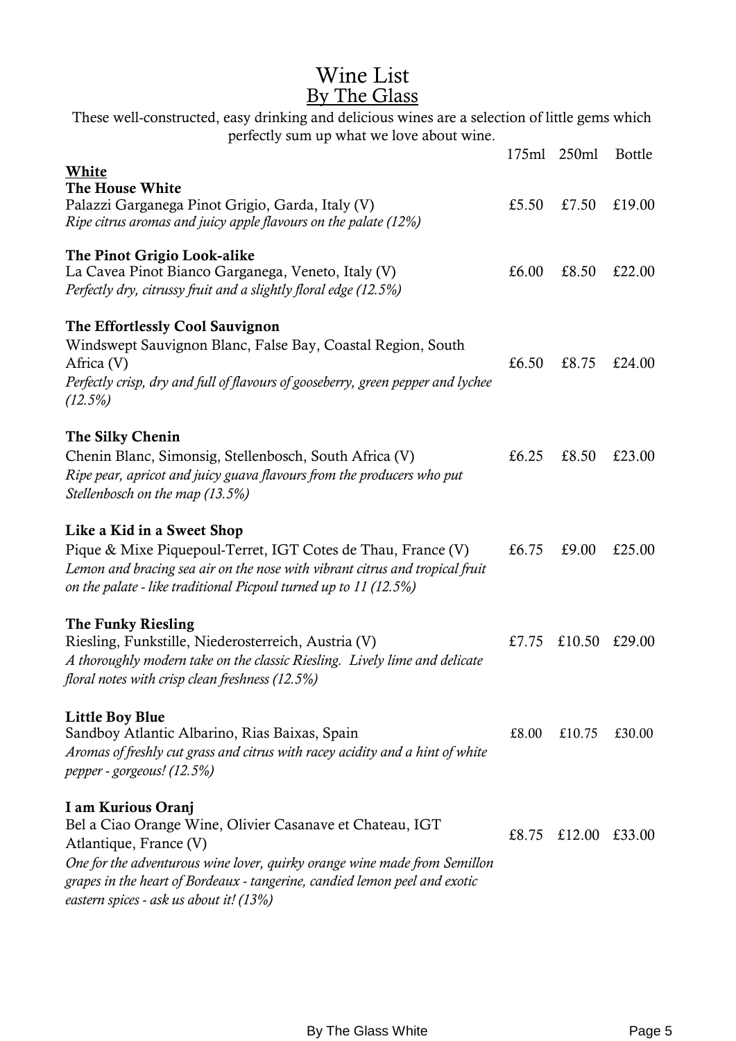# Wine List

## By The Glass

These well-constructed, easy drinking and delicious wines are a selection of little gems which perfectly sum up what we love about wine.

| White | 175ml | 250ml | Bottle |
|---|---|---|---|
| **The House White**<br>Palazzi Garganega Pinot Grigio, Garda, Italy (V)<br>*Ripe citrus aromas and juicy apple flavours on the palate (12%)* | £5.50 | £7.50 | £19.00 |
| **The Pinot Grigio Look-alike**<br>La Cavea Pinot Bianco Garganega, Veneto, Italy (V)<br>*Perfectly dry, citrussy fruit and a slightly floral edge (12.5%)* | £6.00 | £8.50 | £22.00 |
| **The Effortlessly Cool Sauvignon**<br>Windswept Sauvignon Blanc, False Bay, Coastal Region, South Africa (V)<br>*Perfectly crisp, dry and full of flavours of gooseberry, green pepper and lychee (12.5%)* | £6.50 | £8.75 | £24.00 |
| **The Silky Chenin**<br>Chenin Blanc, Simonsig, Stellenbosch, South Africa (V)<br>*Ripe pear, apricot and juicy guava flavours from the producers who put Stellenbosch on the map (13.5%)* | £6.25 | £8.50 | £23.00 |
| **Like a Kid in a Sweet Shop**<br>Pique & Mixe Piquepoul-Terret, IGT Cotes de Thau, France (V)<br>*Lemon and bracing sea air on the nose with vibrant citrus and tropical fruit on the palate - like traditional Picpoul turned up to 11 (12.5%)* | £6.75 | £9.00 | £25.00 |
| **The Funky Riesling**<br>Riesling, Funkstille, Niederosterreich, Austria (V)<br>*A thoroughly modern take on the classic Riesling. Lively lime and delicate floral notes with crisp clean freshness (12.5%)* | £7.75 | £10.50 | £29.00 |
| **Little Boy Blue**<br>Sandboy Atlantic Albarino, Rias Baixas, Spain<br>*Aromas of freshly cut grass and citrus with racey acidity and a hint of white pepper - gorgeous! (12.5%)* | £8.00 | £10.75 | £30.00 |
| **I am Kurious Oranj**<br>Bel a Ciao Orange Wine, Olivier Casanave et Chateau, IGT Atlantique, France (V)<br>*One for the adventurous wine lover, quirky orange wine made from Semillon grapes in the heart of Bordeaux - tangerine, candied lemon peel and exotic eastern spices - ask us about it! (13%)* | £8.75 | £12.00 | £33.00 |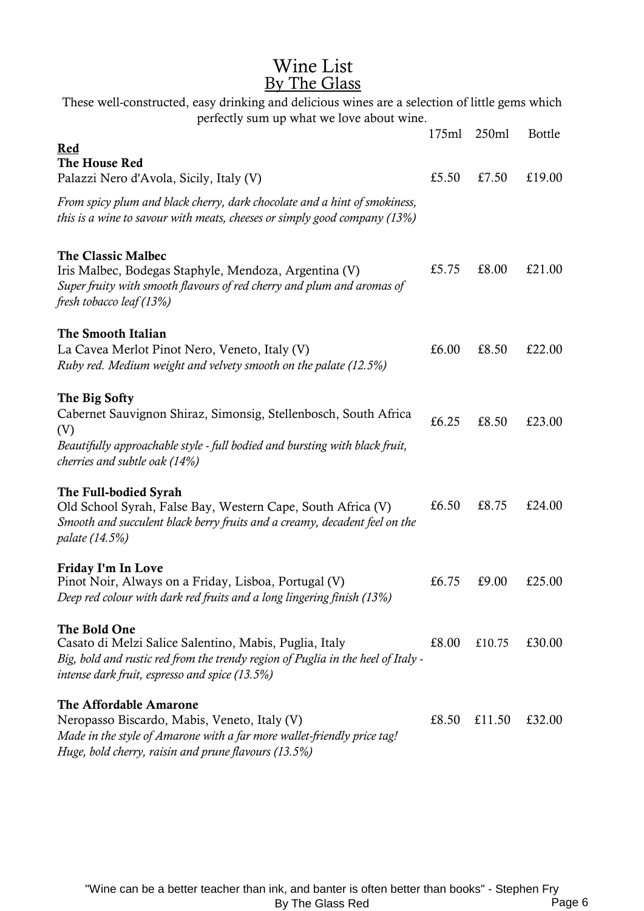# Wine List
## By The Glass

These well-constructed, easy drinking and delicious wines are a selection of little gems which perfectly sum up what we love about wine.

| | 175ml | 250ml | Bottle |
|---|---|---|---|
| **Red** | | | |
| **The House Red**<br>Palazzi Nero d'Avola, Sicily, Italy (V)<br>*From spicy plum and black cherry, dark chocolate and a hint of smokiness, this is a wine to savour with meats, cheeses or simply good company (13%)* | £5.50 | £7.50 | £19.00 |
| **The Classic Malbec**<br>Iris Malbec, Bodegas Staphyle, Mendoza, Argentina (V)<br>*Super fruity with smooth flavours of red cherry and plum and aromas of fresh tobacco leaf (13%)* | £5.75 | £8.00 | £21.00 |
| **The Smooth Italian**<br>La Cavea Merlot Pinot Nero, Veneto, Italy (V)<br>*Ruby red. Medium weight and velvety smooth on the palate (12.5%)* | £6.00 | £8.50 | £22.00 |
| **The Big Softy**<br>Cabernet Sauvignon Shiraz, Simonsig, Stellenbosch, South Africa (V)<br>*Beautifully approachable style - full bodied and bursting with black fruit, cherries and subtle oak (14%)* | £6.25 | £8.50 | £23.00 |
| **The Full-bodied Syrah**<br>Old School Syrah, False Bay, Western Cape, South Africa (V)<br>*Smooth and succulent black berry fruits and a creamy, decadent feel on the palate (14.5%)* | £6.50 | £8.75 | £24.00 |
| **Friday I'm In Love**<br>Pinot Noir, Always on a Friday, Lisboa, Portugal (V)<br>*Deep red colour with dark red fruits and a long lingering finish (13%)* | £6.75 | £9.00 | £25.00 |
| **The Bold One**<br>Casato di Melzi Salice Salentino, Mabis, Puglia, Italy<br>*Big, bold and rustic red from the trendy region of Puglia in the heel of Italy - intense dark fruit, espresso and spice (13.5%)* | £8.00 | £10.75 | £30.00 |
| **The Affordable Amarone**<br>Neropasso Biscardo, Mabis, Veneto, Italy (V)<br>*Made in the style of Amarone with a far more wallet-friendly price tag! Huge, bold cherry, raisin and prune flavours (13.5%)* | £8.50 | £11.50 | £32.00 |

"Wine can be a better teacher than ink, and banter is often better than books" - Stephen Fry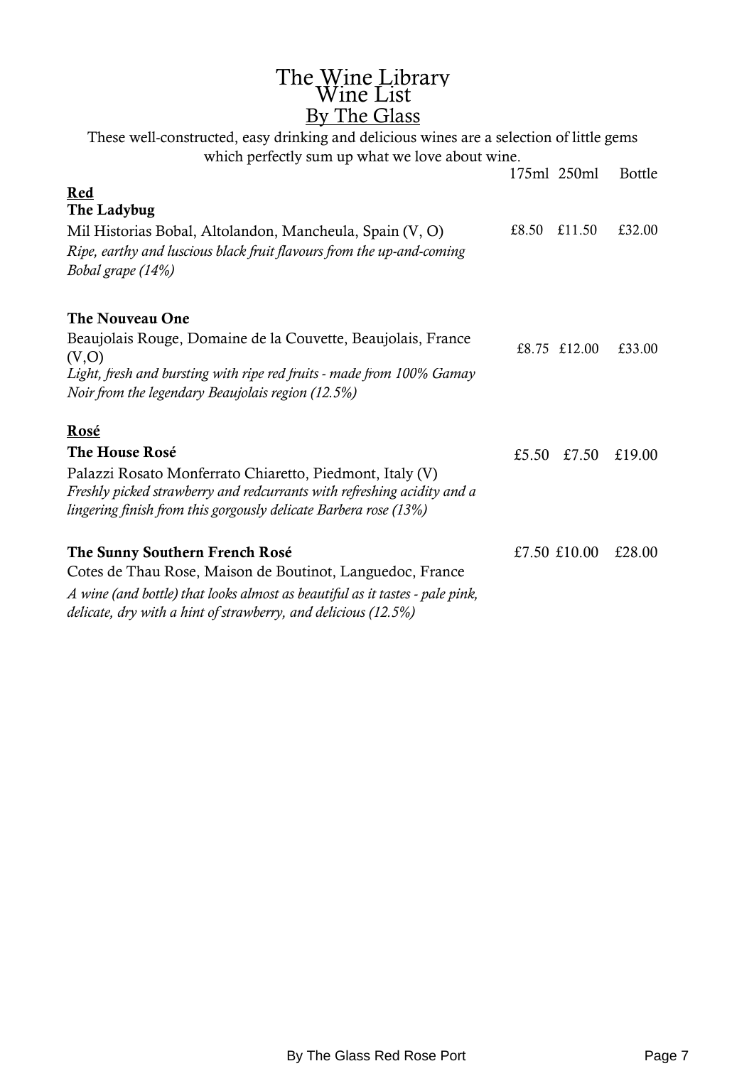# The Wine Library
# Wine List
## By The Glass

These well-constructed, easy drinking and delicious wines are a selection of little gems which perfectly sum up what we love about wine.

| | 175ml | 250ml | Bottle |
|---|---|---|---|
| **Red** | | | |
| **The Ladybug** | | | |
| Mil Historias Bobal, Altolandon, Mancheula, Spain (V, O) | £8.50 | £11.50 | £32.00 |
| *Ripe, earthy and luscious black fruit flavours from the up-and-coming Bobal grape (14%)* | | | |
| **The Nouveau One** | | | |
| Beaujolais Rouge, Domaine de la Couvette, Beaujolais, France (V,O) | £8.75 | £12.00 | £33.00 |
| *Light, fresh and bursting with ripe red fruits - made from 100% Gamay Noir from the legendary Beaujolais region (12.5%)* | | | |
| **Rosé** | | | |
| **The House Rosé** | £5.50 | £7.50 | £19.00 |
| Palazzi Rosato Monferrato Chiaretto, Piedmont, Italy (V) | | | |
| *Freshly picked strawberry and redcurrants with refreshing acidity and a lingering finish from this gorgously delicate Barbera rose (13%)* | | | |
| **The Sunny Southern French Rosé** | £7.50 | £10.00 | £28.00 |
| Cotes de Thau Rose, Maison de Boutinot, Languedoc, France | | | |
| *A wine (and bottle) that looks almost as beautiful as it tastes - pale pink, delicate, dry with a hint of strawberry, and delicious (12.5%)* | | | |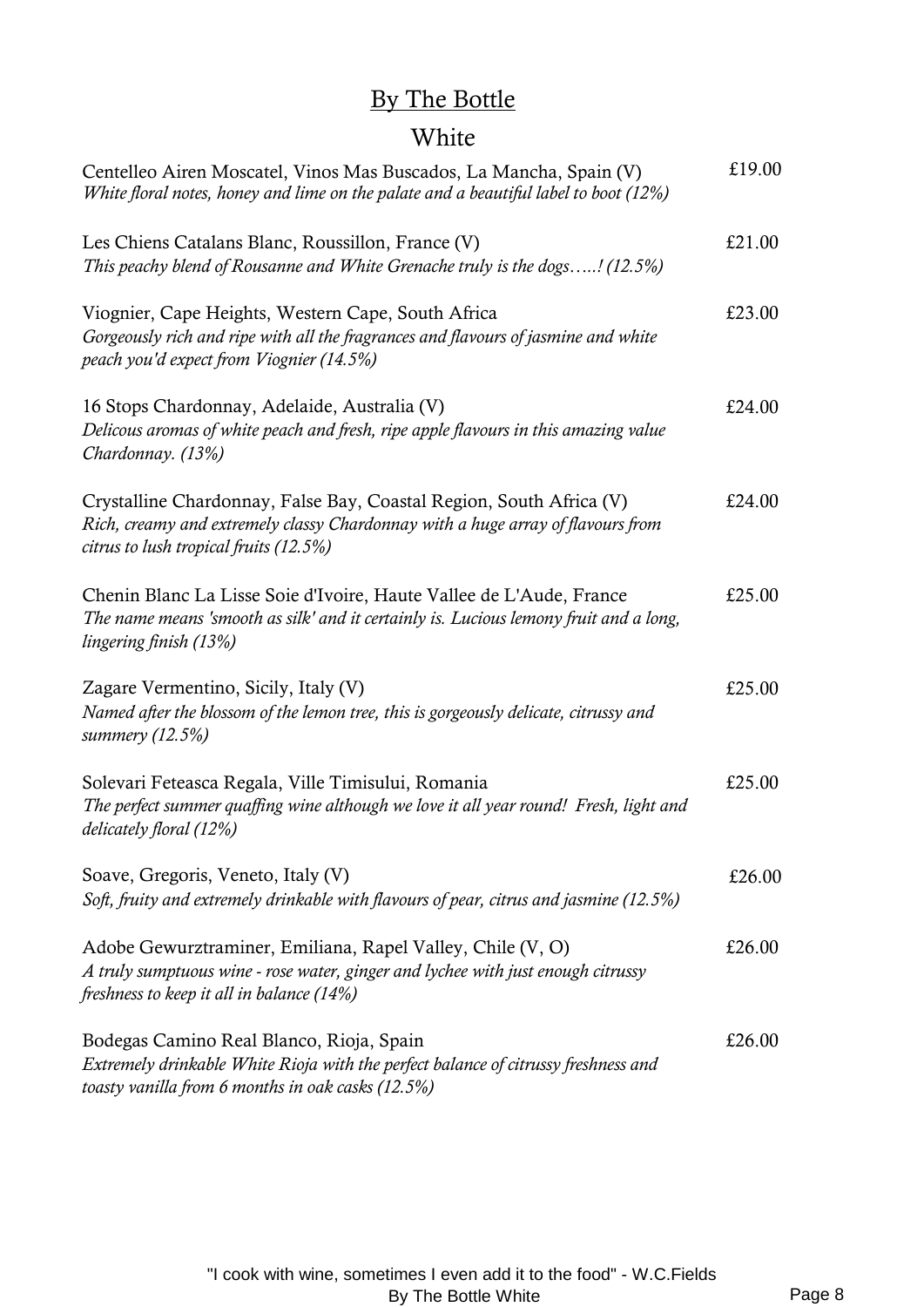## By The Bottle

### White

Centelleo Airen Moscatel, Vinos Mas Buscados, La Mancha, Spain (V) £19.00
*White floral notes, honey and lime on the palate and a beautiful label to boot (12%)*

Les Chiens Catalans Blanc, Roussillon, France (V) £21.00
*This peachy blend of Rousanne and White Grenache truly is the dogs…..! (12.5%)*

Viognier, Cape Heights, Western Cape, South Africa £23.00
*Gorgeously rich and ripe with all the fragrances and flavours of jasmine and white peach you'd expect from Viognier (14.5%)*

16 Stops Chardonnay, Adelaide, Australia (V) £24.00
*Delicous aromas of white peach and fresh, ripe apple flavours in this amazing value Chardonnay. (13%)*

Crystalline Chardonnay, False Bay, Coastal Region, South Africa (V) £24.00
*Rich, creamy and extremely classy Chardonnay with a huge array of flavours from citrus to lush tropical fruits (12.5%)*

Chenin Blanc La Lisse Soie d'Ivoire, Haute Vallee de L'Aude, France £25.00
*The name means 'smooth as silk' and it certainly is. Lucious lemony fruit and a long, lingering finish (13%)*

Zagare Vermentino, Sicily, Italy (V) £25.00
*Named after the blossom of the lemon tree, this is gorgeously delicate, citrussy and summery (12.5%)*

Solevari Feteasca Regala, Ville Timisului, Romania £25.00
*The perfect summer quaffing wine although we love it all year round! Fresh, light and delicately floral (12%)*

Soave, Gregoris, Veneto, Italy (V) £26.00
*Soft, fruity and extremely drinkable with flavours of pear, citrus and jasmine (12.5%)*

Adobe Gewurztraminer, Emiliana, Rapel Valley, Chile (V, O) £26.00
*A truly sumptuous wine - rose water, ginger and lychee with just enough citrussy freshness to keep it all in balance (14%)*

Bodegas Camino Real Blanco, Rioja, Spain £26.00
*Extremely drinkable White Rioja with the perfect balance of citrussy freshness and toasty vanilla from 6 months in oak casks (12.5%)*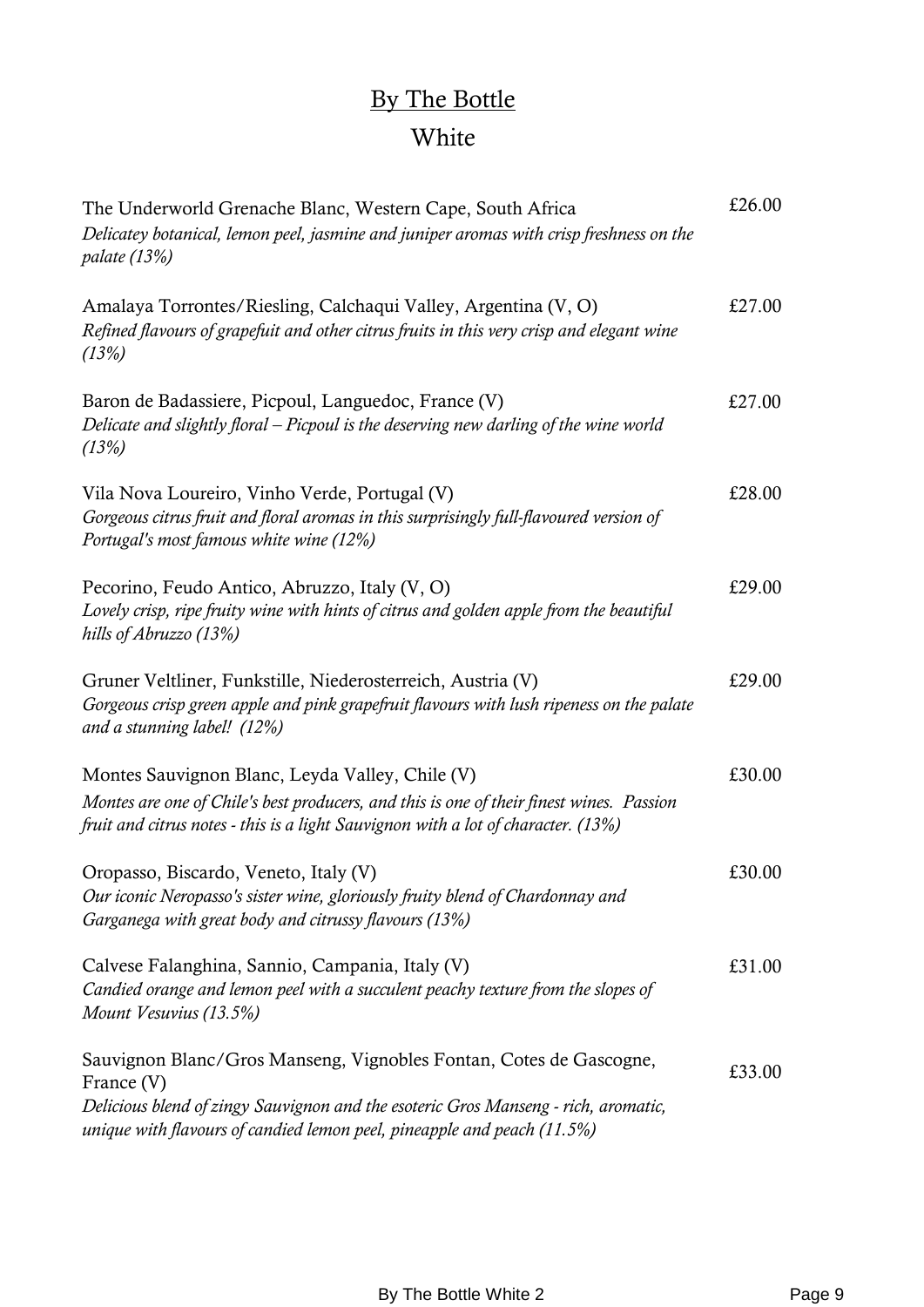# By The Bottle

## White

The Underworld Grenache Blanc, Western Cape, South Africa — £26.00
*Delicatey botanical, lemon peel, jasmine and juniper aromas with crisp freshness on the palate (13%)*

Amalaya Torrontes/Riesling, Calchaqui Valley, Argentina (V, O) — £27.00
*Refined flavours of grapefuit and other citrus fruits in this very crisp and elegant wine (13%)*

Baron de Badassiere, Picpoul, Languedoc, France (V) — £27.00
*Delicate and slightly floral – Picpoul is the deserving new darling of the wine world (13%)*

Vila Nova Loureiro, Vinho Verde, Portugal (V) — £28.00
*Gorgeous citrus fruit and floral aromas in this surprisingly full-flavoured version of Portugal's most famous white wine (12%)*

Pecorino, Feudo Antico, Abruzzo, Italy (V, O) — £29.00
*Lovely crisp, ripe fruity wine with hints of citrus and golden apple from the beautiful hills of Abruzzo (13%)*

Gruner Veltliner, Funkstille, Niederosterreich, Austria (V) — £29.00
*Gorgeous crisp green apple and pink grapefruit flavours with lush ripeness on the palate and a stunning label! (12%)*

Montes Sauvignon Blanc, Leyda Valley, Chile (V) — £30.00
*Montes are one of Chile's best producers, and this is one of their finest wines. Passion fruit and citrus notes - this is a light Sauvignon with a lot of character. (13%)*

Oropasso, Biscardo, Veneto, Italy (V) — £30.00
*Our iconic Neropasso's sister wine, gloriously fruity blend of Chardonnay and Garganega with great body and citrussy flavours (13%)*

Calvese Falanghina, Sannio, Campania, Italy (V) — £31.00
*Candied orange and lemon peel with a succulent peachy texture from the slopes of Mount Vesuvius (13.5%)*

Sauvignon Blanc/Gros Manseng, Vignobles Fontan, Cotes de Gascogne, France (V) — £33.00
*Delicious blend of zingy Sauvignon and the esoteric Gros Manseng - rich, aromatic, unique with flavours of candied lemon peel, pineapple and peach (11.5%)*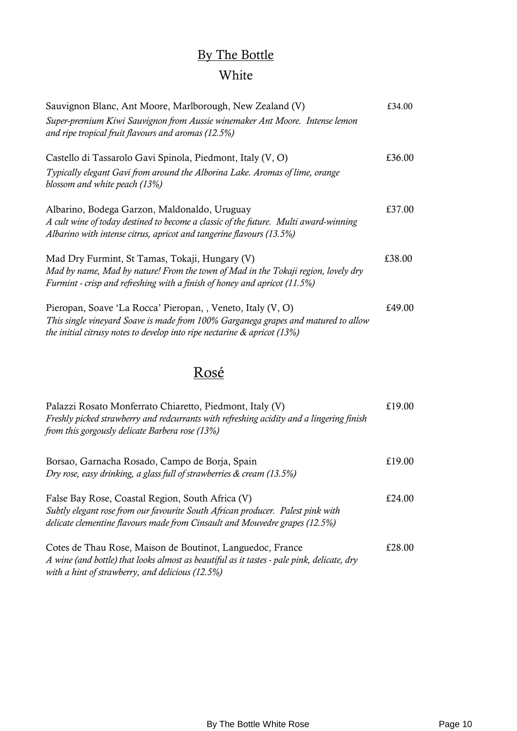## By The Bottle

## White

Sauvignon Blanc, Ant Moore, Marlborough, New Zealand (V) £34.00

*Super-premium Kiwi Sauvignon from Aussie winemaker Ant Moore. Intense lemon and ripe tropical fruit flavours and aromas (12.5%)*

Castello di Tassarolo Gavi Spinola, Piedmont, Italy (V, O) £36.00

*Typically elegant Gavi from around the Alborina Lake. Aromas of lime, orange blossom and white peach (13%)*

Albarino, Bodega Garzon, Maldonaldo, Uruguay £37.00

*A cult wine of today destined to become a classic of the future. Multi award-winning Albarino with intense citrus, apricot and tangerine flavours (13.5%)*

Mad Dry Furmint, St Tamas, Tokaji, Hungary (V) £38.00

*Mad by name, Mad by nature! From the town of Mad in the Tokaji region, lovely dry Furmint - crisp and refreshing with a finish of honey and apricot (11.5%)*

Pieropan, Soave 'La Rocca' Pieropan, , Veneto, Italy (V, O) £49.00

*This single vineyard Soave is made from 100% Garganega grapes and matured to allow the initial citrusy notes to develop into ripe nectarine & apricot (13%)*

## Rosé

Palazzi Rosato Monferrato Chiaretto, Piedmont, Italy (V) £19.00

*Freshly picked strawberry and redcurrants with refreshing acidity and a lingering finish from this gorgously delicate Barbera rose (13%)*

Borsao, Garnacha Rosado, Campo de Borja, Spain £19.00

*Dry rose, easy drinking, a glass full of strawberries & cream (13.5%)*

False Bay Rose, Coastal Region, South Africa (V) £24.00

*Subtly elegant rose from our favourite South African producer. Palest pink with delicate clementine flavours made from Cinsault and Mouvedre grapes (12.5%)*

Cotes de Thau Rose, Maison de Boutinot, Languedoc, France £28.00

*A wine (and bottle) that looks almost as beautiful as it tastes - pale pink, delicate, dry with a hint of strawberry, and delicious (12.5%)*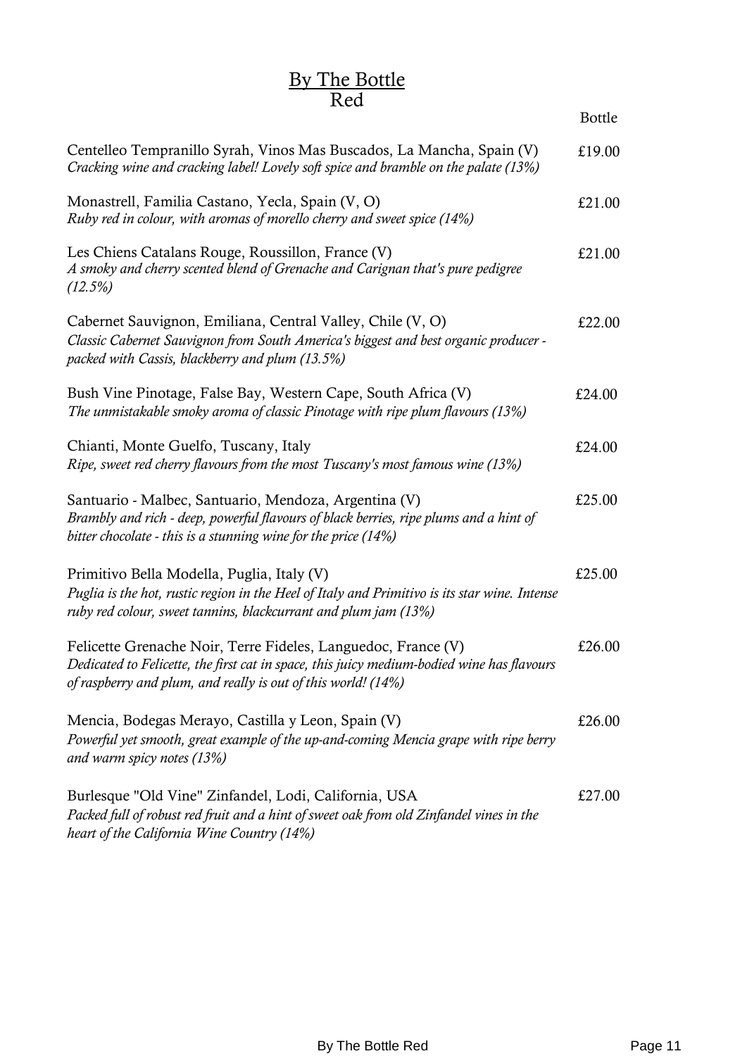# By The Bottle

## Red

| | Bottle |
|---|---|
| Centelleo Tempranillo Syrah, Vinos Mas Buscados, La Mancha, Spain (V)<br>*Cracking wine and cracking label! Lovely soft spice and bramble on the palate (13%)* | £19.00 |
| Monastrell, Familia Castano, Yecla, Spain (V, O)<br>*Ruby red in colour, with aromas of morello cherry and sweet spice (14%)* | £21.00 |
| Les Chiens Catalans Rouge, Roussillon, France (V)<br>*A smoky and cherry scented blend of Grenache and Carignan that's pure pedigree (12.5%)* | £21.00 |
| Cabernet Sauvignon, Emiliana, Central Valley, Chile (V, O)<br>*Classic Cabernet Sauvignon from South America's biggest and best organic producer - packed with Cassis, blackberry and plum (13.5%)* | £22.00 |
| Bush Vine Pinotage, False Bay, Western Cape, South Africa (V)<br>*The unmistakable smoky aroma of classic Pinotage with ripe plum flavours (13%)* | £24.00 |
| Chianti, Monte Guelfo, Tuscany, Italy<br>*Ripe, sweet red cherry flavours from the most Tuscany's most famous wine (13%)* | £24.00 |
| Santuario - Malbec, Santuario, Mendoza, Argentina (V)<br>*Brambly and rich - deep, powerful flavours of black berries, ripe plums and a hint of bitter chocolate - this is a stunning wine for the price (14%)* | £25.00 |
| Primitivo Bella Modella, Puglia, Italy (V)<br>*Puglia is the hot, rustic region in the Heel of Italy and Primitivo is its star wine. Intense ruby red colour, sweet tannins, blackcurrant and plum jam (13%)* | £25.00 |
| Felicette Grenache Noir, Terre Fideles, Languedoc, France (V)<br>*Dedicated to Felicette, the first cat in space, this juicy medium-bodied wine has flavours of raspberry and plum, and really is out of this world! (14%)* | £26.00 |
| Mencia, Bodegas Merayo, Castilla y Leon, Spain (V)<br>*Powerful yet smooth, great example of the up-and-coming Mencia grape with ripe berry and warm spicy notes (13%)* | £26.00 |
| Burlesque "Old Vine" Zinfandel, Lodi, California, USA<br>*Packed full of robust red fruit and a hint of sweet oak from old Zinfandel vines in the heart of the California Wine Country (14%)* | £27.00 |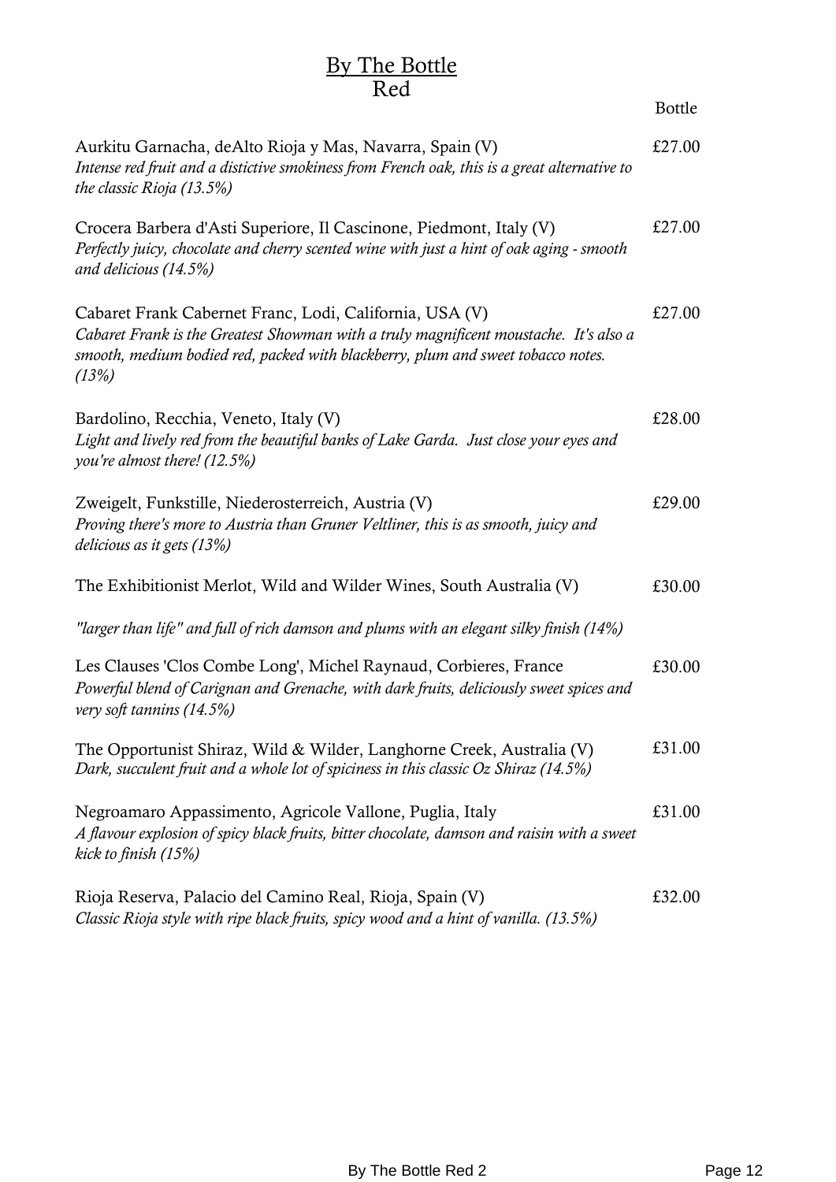## By The Bottle
## Red

| | Bottle |
|---|---|
| Aurkitu Garnacha, deAlto Rioja y Mas, Navarra, Spain (V)<br>*Intense red fruit and a distictive smokiness from French oak, this is a great alternative to the classic Rioja (13.5%)* | £27.00 |
| Crocera Barbera d'Asti Superiore, Il Cascinone, Piedmont, Italy (V)<br>*Perfectly juicy, chocolate and cherry scented wine with just a hint of oak aging - smooth and delicious (14.5%)* | £27.00 |
| Cabaret Frank Cabernet Franc, Lodi, California, USA (V)<br>*Cabaret Frank is the Greatest Showman with a truly magnificent moustache. It's also a smooth, medium bodied red, packed with blackberry, plum and sweet tobacco notes. (13%)* | £27.00 |
| Bardolino, Recchia, Veneto, Italy (V)<br>*Light and lively red from the beautiful banks of Lake Garda. Just close your eyes and you're almost there! (12.5%)* | £28.00 |
| Zweigelt, Funkstille, Niederosterreich, Austria (V)<br>*Proving there's more to Austria than Gruner Veltliner, this is as smooth, juicy and delicious as it gets (13%)* | £29.00 |
| The Exhibitionist Merlot, Wild and Wilder Wines, South Australia (V)<br>*"larger than life" and full of rich damson and plums with an elegant silky finish (14%)* | £30.00 |
| Les Clauses 'Clos Combe Long', Michel Raynaud, Corbieres, France<br>*Powerful blend of Carignan and Grenache, with dark fruits, deliciously sweet spices and very soft tannins (14.5%)* | £30.00 |
| The Opportunist Shiraz, Wild & Wilder, Langhorne Creek, Australia (V)<br>*Dark, succulent fruit and a whole lot of spiciness in this classic Oz Shiraz (14.5%)* | £31.00 |
| Negroamaro Appassimento, Agricole Vallone, Puglia, Italy<br>*A flavour explosion of spicy black fruits, bitter chocolate, damson and raisin with a sweet kick to finish (15%)* | £31.00 |
| Rioja Reserva, Palacio del Camino Real, Rioja, Spain (V)<br>*Classic Rioja style with ripe black fruits, spicy wood and a hint of vanilla. (13.5%)* | £32.00 |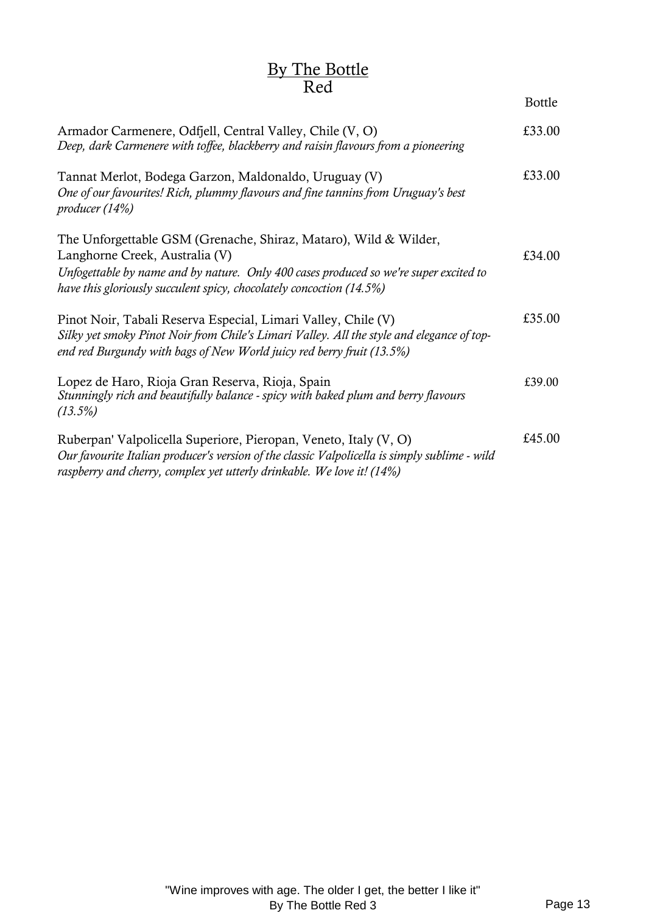# By The Bottle

## Red

| | Bottle |
|---|---|
| Armador Carmenere, Odfjell, Central Valley, Chile (V, O)<br>*Deep, dark Carmenere with toffee, blackberry and raisin flavours from a pioneering* | £33.00 |
| Tannat Merlot, Bodega Garzon, Maldonaldo, Uruguay (V)<br>*One of our favourites! Rich, plummy flavours and fine tannins from Uruguay's best producer (14%)* | £33.00 |
| The Unforgettable GSM (Grenache, Shiraz, Mataro), Wild & Wilder, Langhorne Creek, Australia (V)<br>*Unfogettable by name and by nature.  Only 400 cases produced so we're super excited to have this gloriously succulent spicy, chocolately concoction (14.5%)* | £34.00 |
| Pinot Noir, Tabali Reserva Especial, Limari Valley, Chile (V)<br>*Silky yet smoky Pinot Noir from Chile's Limari Valley. All the style and elegance of top-end red Burgundy with bags of New World juicy red berry fruit (13.5%)* | £35.00 |
| Lopez de Haro, Rioja Gran Reserva, Rioja, Spain<br>*Stunningly rich and beautifully balance - spicy with baked plum and berry flavours (13.5%)* | £39.00 |
| Ruberpan' Valpolicella Superiore, Pieropan, Veneto, Italy (V, O)<br>*Our favourite Italian producer's version of the classic Valpolicella is simply sublime - wild raspberry and cherry, complex yet utterly drinkable. We love it! (14%)* | £45.00 |

"Wine improves with age. The older I get, the better I like it"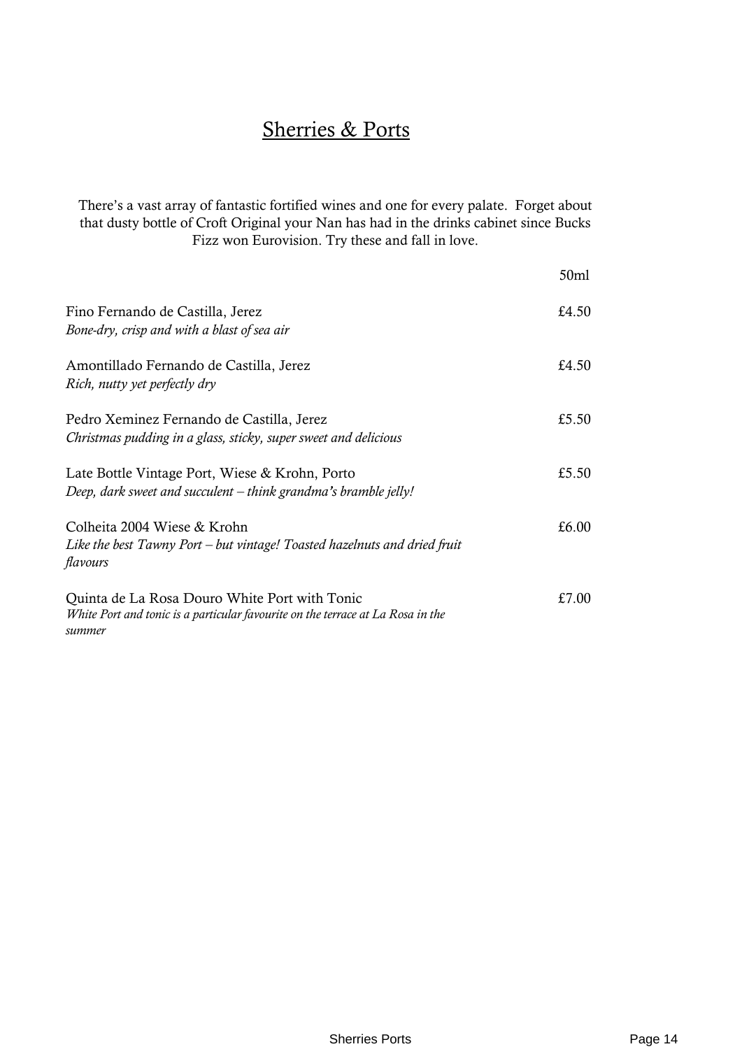# Sherries & Ports

There's a vast array of fantastic fortified wines and one for every palate. Forget about that dusty bottle of Croft Original your Nan has had in the drinks cabinet since Bucks Fizz won Eurovision. Try these and fall in love.

| | 50ml |
|---|---|
| Fino Fernando de Castilla, Jerez<br>*Bone-dry, crisp and with a blast of sea air* | £4.50 |
| Amontillado Fernando de Castilla, Jerez<br>*Rich, nutty yet perfectly dry* | £4.50 |
| Pedro Xeminez Fernando de Castilla, Jerez<br>*Christmas pudding in a glass, sticky, super sweet and delicious* | £5.50 |
| Late Bottle Vintage Port, Wiese & Krohn, Porto<br>*Deep, dark sweet and succulent – think grandma's bramble jelly!* | £5.50 |
| Colheita 2004 Wiese & Krohn<br>*Like the best Tawny Port – but vintage! Toasted hazelnuts and dried fruit flavours* | £6.00 |
| Quinta de La Rosa Douro White Port with Tonic<br>*White Port and tonic is a particular favourite on the terrace at La Rosa in the summer* | £7.00 |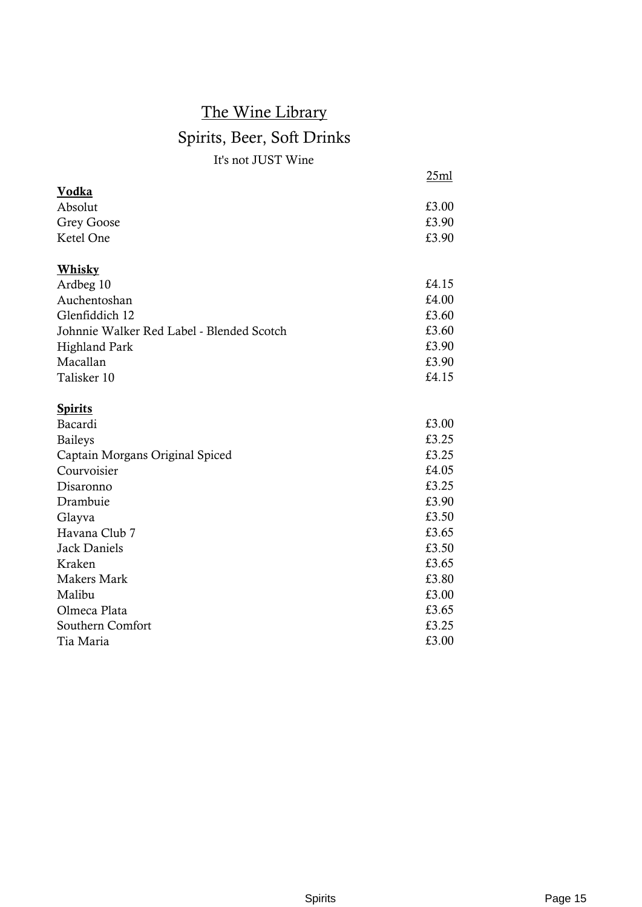# The Wine Library

## Spirits, Beer, Soft Drinks

It's not JUST Wine

| | 25ml |
|---|---|
| **Vodka** | |
| Absolut | £3.00 |
| Grey Goose | £3.90 |
| Ketel One | £3.90 |
| | |
| **Whisky** | |
| Ardbeg 10 | £4.15 |
| Auchentoshan | £4.00 |
| Glenfiddich 12 | £3.60 |
| Johnnie Walker Red Label - Blended Scotch | £3.60 |
| Highland Park | £3.90 |
| Macallan | £3.90 |
| Talisker 10 | £4.15 |
| | |
| **Spirits** | |
| Bacardi | £3.00 |
| Baileys | £3.25 |
| Captain Morgans Original Spiced | £3.25 |
| Courvoisier | £4.05 |
| Disaronno | £3.25 |
| Drambuie | £3.90 |
| Glayva | £3.50 |
| Havana Club 7 | £3.65 |
| Jack Daniels | £3.50 |
| Kraken | £3.65 |
| Makers Mark | £3.80 |
| Malibu | £3.00 |
| Olmeca Plata | £3.65 |
| Southern Comfort | £3.25 |
| Tia Maria | £3.00 |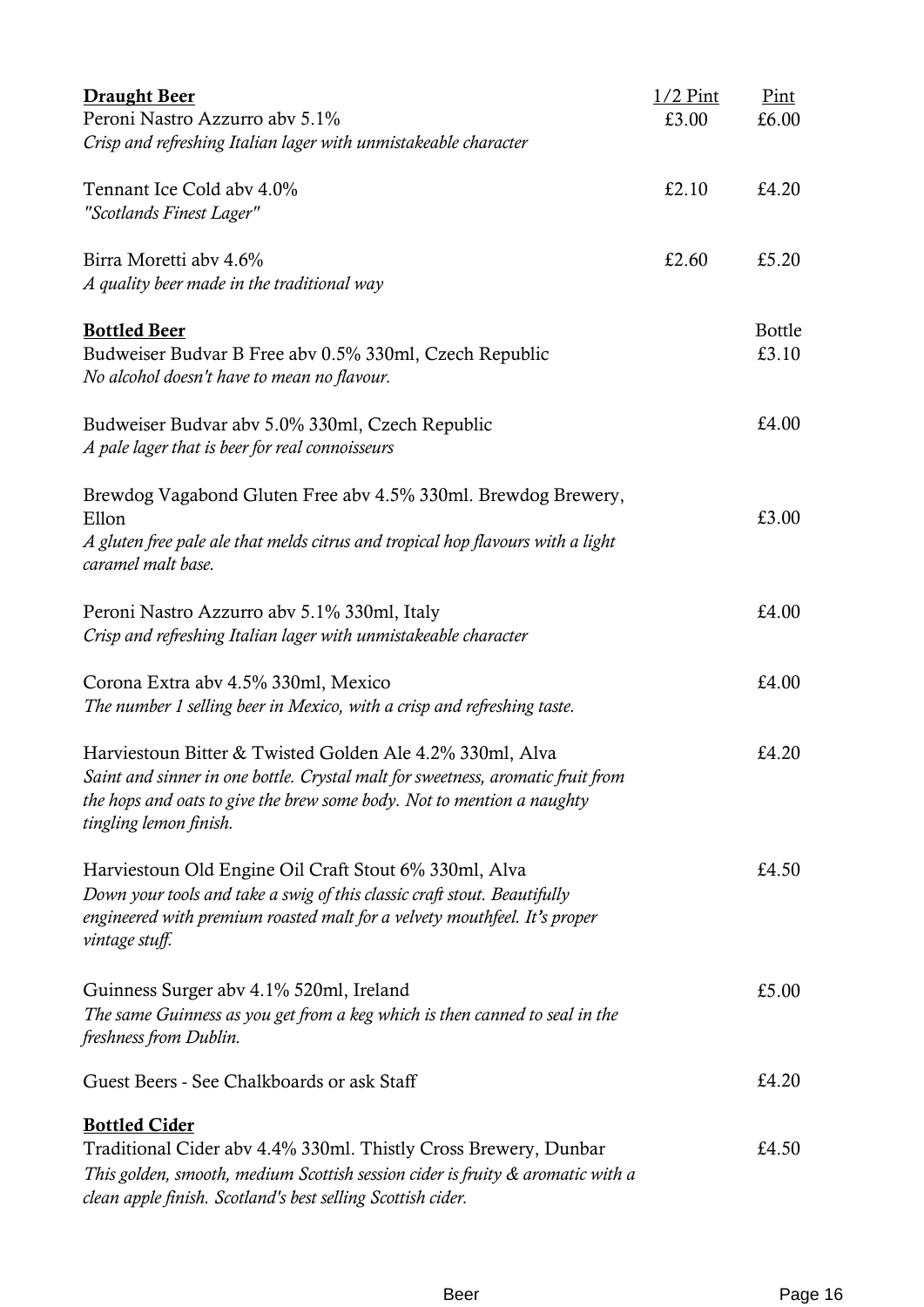| **Draught Beer** | 1/2 Pint | Pint |
|---|---|---|
| Peroni Nastro Azzurro abv 5.1%<br>*Crisp and refreshing Italian lager with unmistakeable character* | £3.00 | £6.00 |
| Tennant Ice Cold abv 4.0%<br>*"Scotlands Finest Lager"* | £2.10 | £4.20 |
| Birra Moretti abv 4.6%<br>*A quality beer made in the traditional way* | £2.60 | £5.20 |

| **Bottled Beer** | Bottle |
|---|---|
| Budweiser Budvar B Free abv 0.5% 330ml, Czech Republic<br>*No alcohol doesn't have to mean no flavour.* | £3.10 |
| Budweiser Budvar abv 5.0% 330ml, Czech Republic<br>*A pale lager that is beer for real connoisseurs* | £4.00 |
| Brewdog Vagabond Gluten Free abv 4.5% 330ml. Brewdog Brewery, Ellon<br>*A gluten free pale ale that melds citrus and tropical hop flavours with a light caramel malt base.* | £3.00 |
| Peroni Nastro Azzurro abv 5.1% 330ml, Italy<br>*Crisp and refreshing Italian lager with unmistakeable character* | £4.00 |
| Corona Extra abv 4.5% 330ml, Mexico<br>*The number 1 selling beer in Mexico, with a crisp and refreshing taste.* | £4.00 |
| Harviestoun Bitter & Twisted Golden Ale 4.2% 330ml, Alva<br>*Saint and sinner in one bottle. Crystal malt for sweetness, aromatic fruit from the hops and oats to give the brew some body. Not to mention a naughty tingling lemon finish.* | £4.20 |
| Harviestoun Old Engine Oil Craft Stout 6% 330ml, Alva<br>*Down your tools and take a swig of this classic craft stout. Beautifully engineered with premium roasted malt for a velvety mouthfeel. It's proper vintage stuff.* | £4.50 |
| Guinness Surger abv 4.1% 520ml, Ireland<br>*The same Guinness as you get from a keg which is then canned to seal in the freshness from Dublin.* | £5.00 |
| Guest Beers - See Chalkboards or ask Staff | £4.20 |

| **Bottled Cider** | |
|---|---|
| Traditional Cider abv 4.4% 330ml. Thistly Cross Brewery, Dunbar<br>*This golden, smooth, medium Scottish session cider is fruity & aromatic with a clean apple finish. Scotland's best selling Scottish cider.* | £4.50 |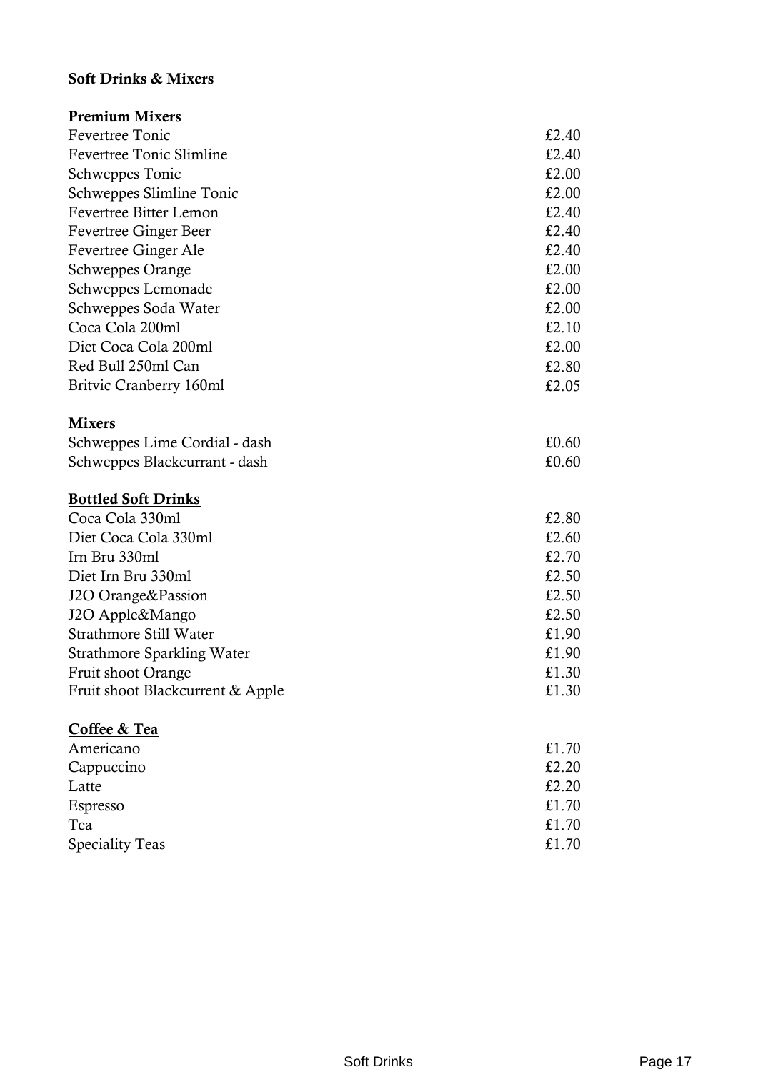## Soft Drinks & Mixers

### Premium Mixers

| Item | Price |
|---|---|
| Fevertree Tonic | £2.40 |
| Fevertree Tonic Slimline | £2.40 |
| Schweppes Tonic | £2.00 |
| Schweppes Slimline Tonic | £2.00 |
| Fevertree Bitter Lemon | £2.40 |
| Fevertree Ginger Beer | £2.40 |
| Fevertree Ginger Ale | £2.40 |
| Schweppes Orange | £2.00 |
| Schweppes Lemonade | £2.00 |
| Schweppes Soda Water | £2.00 |
| Coca Cola 200ml | £2.10 |
| Diet Coca Cola 200ml | £2.00 |
| Red Bull 250ml Can | £2.80 |
| Britvic Cranberry 160ml | £2.05 |

### Mixers

| Item | Price |
|---|---|
| Schweppes Lime Cordial - dash | £0.60 |
| Schweppes Blackcurrant - dash | £0.60 |

### Bottled Soft Drinks

| Item | Price |
|---|---|
| Coca Cola 330ml | £2.80 |
| Diet Coca Cola 330ml | £2.60 |
| Irn Bru 330ml | £2.70 |
| Diet Irn Bru 330ml | £2.50 |
| J2O Orange&Passion | £2.50 |
| J2O Apple&Mango | £2.50 |
| Strathmore Still Water | £1.90 |
| Strathmore Sparkling Water | £1.90 |
| Fruit shoot Orange | £1.30 |
| Fruit shoot Blackcurrent & Apple | £1.30 |

### Coffee & Tea

| Item | Price |
|---|---|
| Americano | £1.70 |
| Cappuccino | £2.20 |
| Latte | £2.20 |
| Espresso | £1.70 |
| Tea | £1.70 |
| Speciality Teas | £1.70 |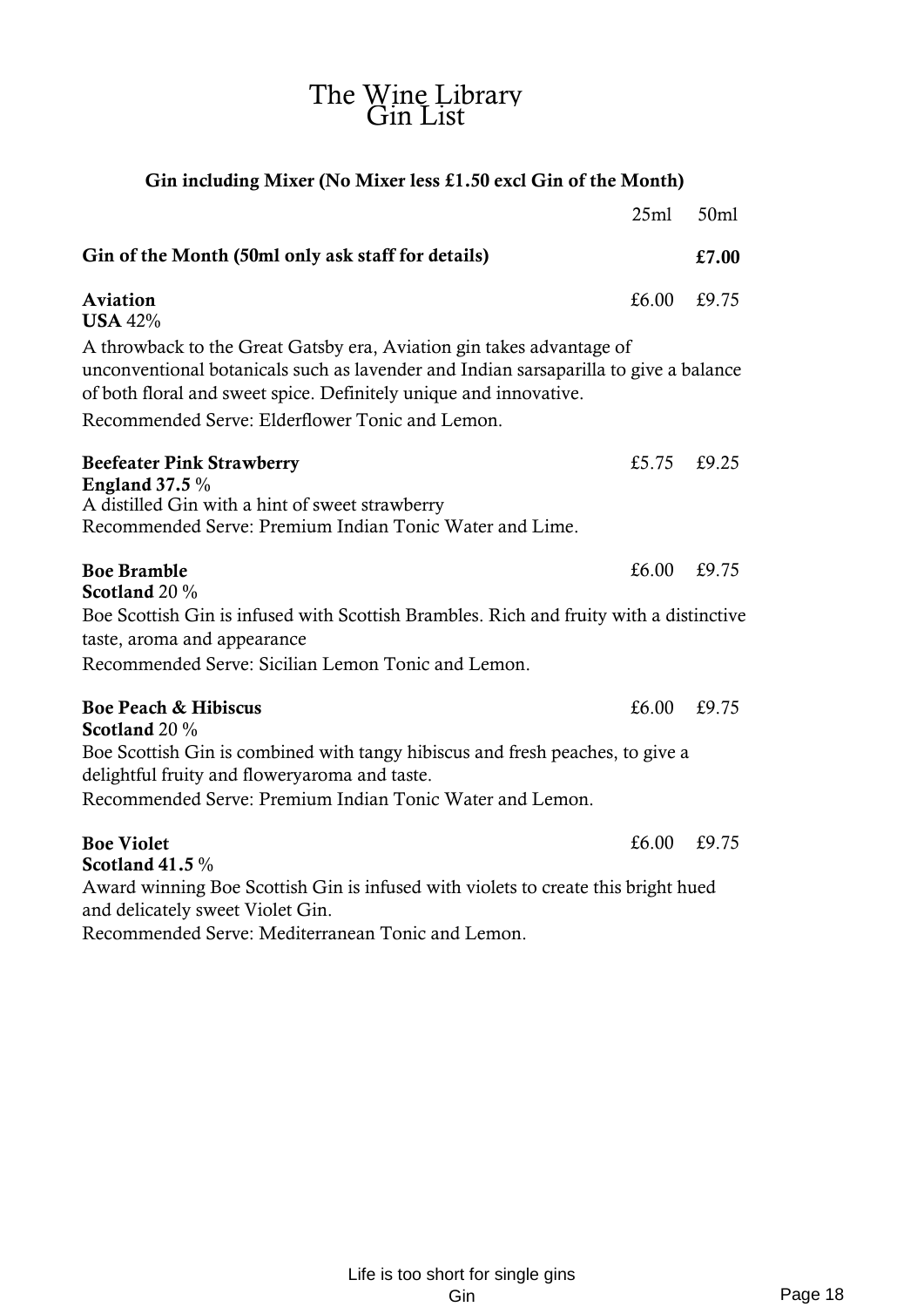# The Wine Library
## Gin List

**Gin including Mixer (No Mixer less £1.50 excl Gin of the Month)**

| | 25ml | 50ml |
|---|---|---|
| **Gin of the Month (50ml only ask staff for details)** | | **£7.00** |
| **Aviation** | £6.00 | £9.75 |
| **Beefeater Pink Strawberry** | £5.75 | £9.25 |
| **Boe Bramble** | £6.00 | £9.75 |
| **Boe Peach & Hibiscus** | £6.00 | £9.75 |
| **Boe Violet** | £6.00 | £9.75 |

**Aviation**
**USA** 42%

A throwback to the Great Gatsby era, Aviation gin takes advantage of unconventional botanicals such as lavender and Indian sarsaparilla to give a balance of both floral and sweet spice. Definitely unique and innovative.

Recommended Serve: Elderflower Tonic and Lemon.

**Beefeater Pink Strawberry**
**England 37.5** %
A distilled Gin with a hint of sweet strawberry
Recommended Serve: Premium Indian Tonic Water and Lime.

**Boe Bramble**
**Scotland** 20 %

Boe Scottish Gin is infused with Scottish Brambles. Rich and fruity with a distinctive taste, aroma and appearance

Recommended Serve: Sicilian Lemon Tonic and Lemon.

**Boe Peach & Hibiscus**
**Scotland** 20 %

Boe Scottish Gin is combined with tangy hibiscus and fresh peaches, to give a delightful fruity and floweryaroma and taste.

Recommended Serve: Premium Indian Tonic Water and Lemon.

**Boe Violet**
**Scotland 41.5** %

Award winning Boe Scottish Gin is infused with violets to create this bright hued and delicately sweet Violet Gin.

Recommended Serve: Mediterranean Tonic and Lemon.

Life is too short for single gins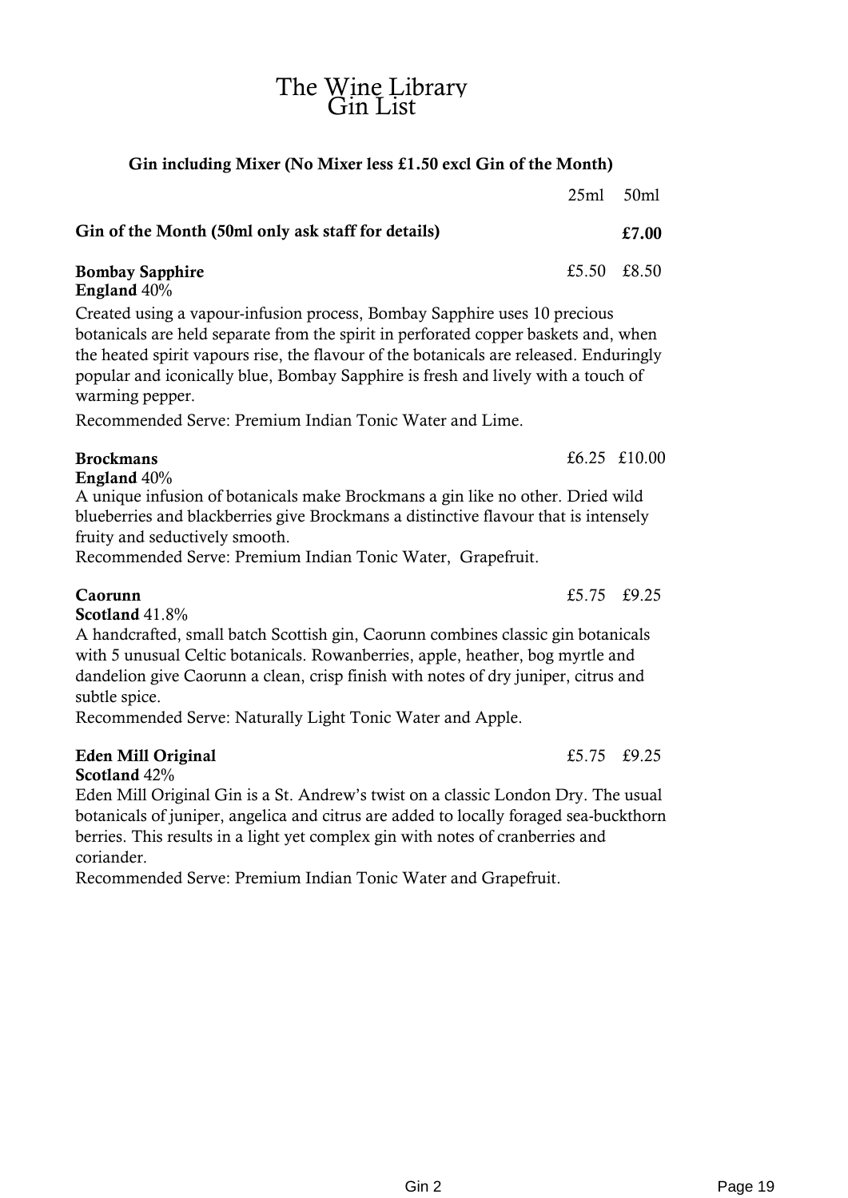# The Wine Library
# Gin List

**Gin including Mixer (No Mixer less £1.50 excl Gin of the Month)**

| | 25ml | 50ml |
|---|---|---|
| **Gin of the Month (50ml only ask staff for details)** | | **£7.00** |
| **Bombay Sapphire** | £5.50 | £8.50 |

**England** 40%

Created using a vapour-infusion process, Bombay Sapphire uses 10 precious botanicals are held separate from the spirit in perforated copper baskets and, when the heated spirit vapours rise, the flavour of the botanicals are released. Enduringly popular and iconically blue, Bombay Sapphire is fresh and lively with a touch of warming pepper.

Recommended Serve: Premium Indian Tonic Water and Lime.

**Brockmans** £6.25 £10.00

**England** 40%

A unique infusion of botanicals make Brockmans a gin like no other. Dried wild blueberries and blackberries give Brockmans a distinctive flavour that is intensely fruity and seductively smooth.

Recommended Serve: Premium Indian Tonic Water, Grapefruit.

**Caorunn** £5.75 £9.25

**Scotland** 41.8%

A handcrafted, small batch Scottish gin, Caorunn combines classic gin botanicals with 5 unusual Celtic botanicals. Rowanberries, apple, heather, bog myrtle and dandelion give Caorunn a clean, crisp finish with notes of dry juniper, citrus and subtle spice.

Recommended Serve: Naturally Light Tonic Water and Apple.

**Eden Mill Original** £5.75 £9.25

**Scotland** 42%

Eden Mill Original Gin is a St. Andrew's twist on a classic London Dry. The usual botanicals of juniper, angelica and citrus are added to locally foraged sea-buckthorn berries. This results in a light yet complex gin with notes of cranberries and coriander.

Recommended Serve: Premium Indian Tonic Water and Grapefruit.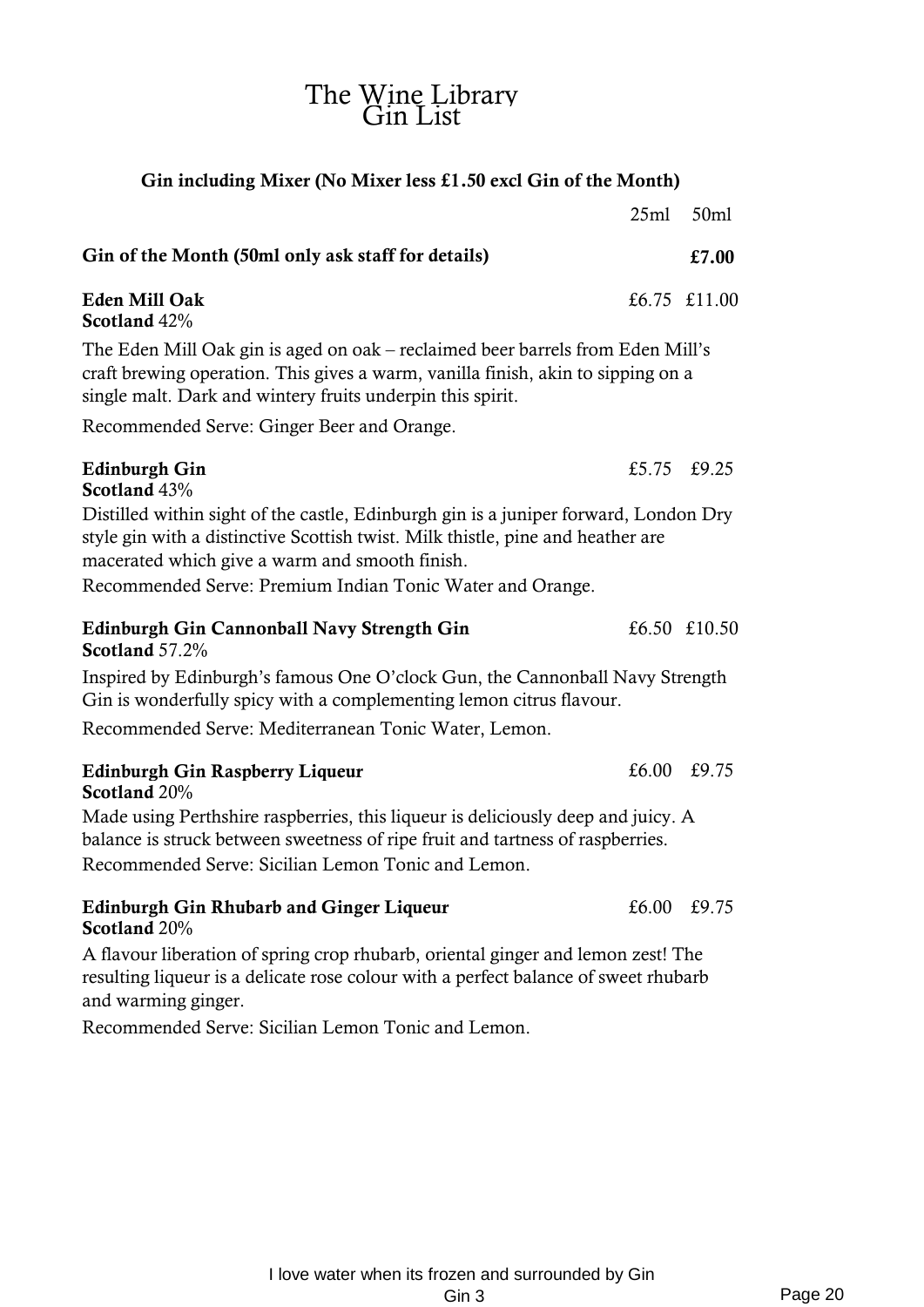# The Wine Library
## Gin List

**Gin including Mixer (No Mixer less £1.50 excl Gin of the Month)**

| | 25ml | 50ml |
|---|---|---|
| **Gin of the Month (50ml only ask staff for details)** | | **£7.00** |
| **Eden Mill Oak** | £6.75 | £11.00 |

**Scotland** 42%

The Eden Mill Oak gin is aged on oak – reclaimed beer barrels from Eden Mill's craft brewing operation. This gives a warm, vanilla finish, akin to sipping on a single malt. Dark and wintery fruits underpin this spirit.

Recommended Serve: Ginger Beer and Orange.

**Edinburgh Gin** — £5.75 | £9.25

**Scotland** 43%

Distilled within sight of the castle, Edinburgh gin is a juniper forward, London Dry style gin with a distinctive Scottish twist. Milk thistle, pine and heather are macerated which give a warm and smooth finish.

Recommended Serve: Premium Indian Tonic Water and Orange.

**Edinburgh Gin Cannonball Navy Strength Gin** — £6.50 | £10.50

**Scotland** 57.2%

Inspired by Edinburgh's famous One O'clock Gun, the Cannonball Navy Strength Gin is wonderfully spicy with a complementing lemon citrus flavour.

Recommended Serve: Mediterranean Tonic Water, Lemon.

**Edinburgh Gin Raspberry Liqueur** — £6.00 | £9.75

**Scotland** 20%

Made using Perthshire raspberries, this liqueur is deliciously deep and juicy. A balance is struck between sweetness of ripe fruit and tartness of raspberries.

Recommended Serve: Sicilian Lemon Tonic and Lemon.

**Edinburgh Gin Rhubarb and Ginger Liqueur** — £6.00 | £9.75

**Scotland** 20%

A flavour liberation of spring crop rhubarb, oriental ginger and lemon zest! The resulting liqueur is a delicate rose colour with a perfect balance of sweet rhubarb and warming ginger.

Recommended Serve: Sicilian Lemon Tonic and Lemon.

I love water when its frozen and surrounded by Gin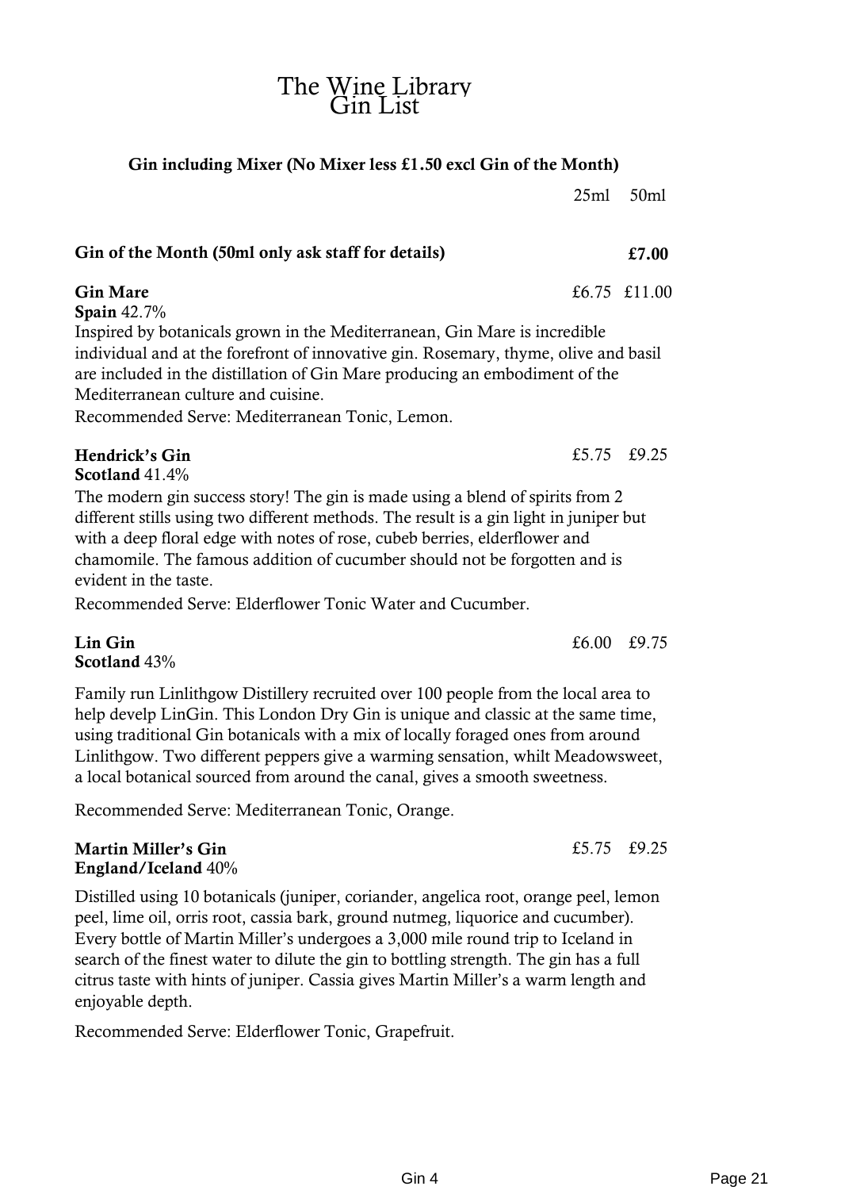# The Wine Library
## Gin List

**Gin including Mixer (No Mixer less £1.50 excl Gin of the Month)**

| | 25ml | 50ml |
|---|---|---|
| **Gin of the Month (50ml only ask staff for details)** | | **£7.00** |
| **Gin Mare** | £6.75 | £11.00 |
| **Hendrick's Gin** | £5.75 | £9.25 |
| **Lin Gin** | £6.00 | £9.75 |
| **Martin Miller's Gin** | £5.75 | £9.25 |

**Gin Mare**
**Spain** 42.7%

Inspired by botanicals grown in the Mediterranean, Gin Mare is incredible individual and at the forefront of innovative gin. Rosemary, thyme, olive and basil are included in the distillation of Gin Mare producing an embodiment of the Mediterranean culture and cuisine.

Recommended Serve: Mediterranean Tonic, Lemon.

**Hendrick's Gin**
**Scotland** 41.4%

The modern gin success story! The gin is made using a blend of spirits from 2 different stills using two different methods. The result is a gin light in juniper but with a deep floral edge with notes of rose, cubeb berries, elderflower and chamomile. The famous addition of cucumber should not be forgotten and is evident in the taste.

Recommended Serve: Elderflower Tonic Water and Cucumber.

**Lin Gin**
**Scotland** 43%

Family run Linlithgow Distillery recruited over 100 people from the local area to help develp LinGin. This London Dry Gin is unique and classic at the same time, using traditional Gin botanicals with a mix of locally foraged ones from around Linlithgow. Two different peppers give a warming sensation, whilt Meadowsweet, a local botanical sourced from around the canal, gives a smooth sweetness.

Recommended Serve: Mediterranean Tonic, Orange.

**Martin Miller's Gin**
**England/Iceland** 40%

Distilled using 10 botanicals (juniper, coriander, angelica root, orange peel, lemon peel, lime oil, orris root, cassia bark, ground nutmeg, liquorice and cucumber). Every bottle of Martin Miller's undergoes a 3,000 mile round trip to Iceland in search of the finest water to dilute the gin to bottling strength. The gin has a full citrus taste with hints of juniper. Cassia gives Martin Miller's a warm length and enjoyable depth.

Recommended Serve: Elderflower Tonic, Grapefruit.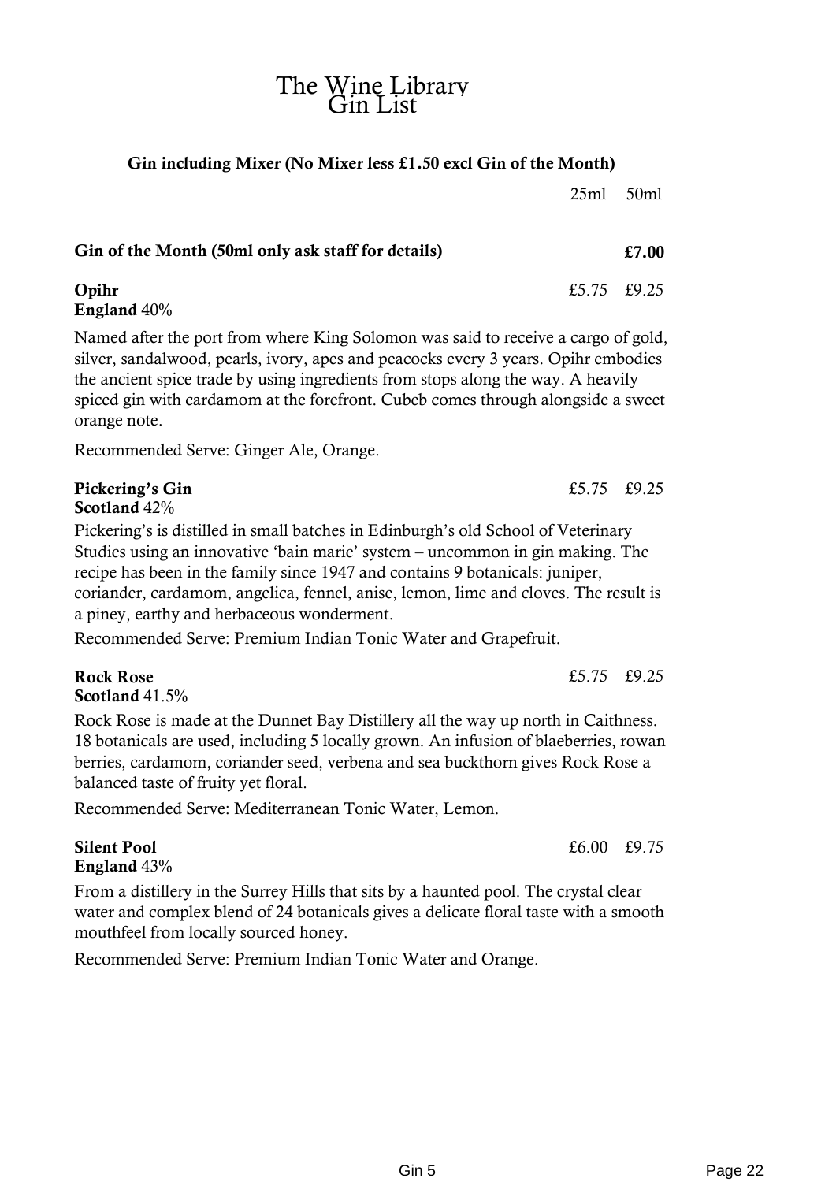# The Wine Library
# Gin List

**Gin including Mixer (No Mixer less £1.50 excl Gin of the Month)**

| | 25ml | 50ml |
|---|---|---|
| **Gin of the Month (50ml only ask staff for details)** | | **£7.00** |
| **Opihr** | £5.75 | £9.25 |

**England** 40%

Named after the port from where King Solomon was said to receive a cargo of gold, silver, sandalwood, pearls, ivory, apes and peacocks every 3 years. Opihr embodies the ancient spice trade by using ingredients from stops along the way. A heavily spiced gin with cardamom at the forefront. Cubeb comes through alongside a sweet orange note.

Recommended Serve: Ginger Ale, Orange.

**Pickering's Gin** £5.75 £9.25
**Scotland** 42%

Pickering's is distilled in small batches in Edinburgh's old School of Veterinary Studies using an innovative 'bain marie' system – uncommon in gin making. The recipe has been in the family since 1947 and contains 9 botanicals: juniper, coriander, cardamom, angelica, fennel, anise, lemon, lime and cloves. The result is a piney, earthy and herbaceous wonderment.

Recommended Serve: Premium Indian Tonic Water and Grapefruit.

**Rock Rose** £5.75 £9.25
**Scotland** 41.5%

Rock Rose is made at the Dunnet Bay Distillery all the way up north in Caithness. 18 botanicals are used, including 5 locally grown. An infusion of blaeberries, rowan berries, cardamom, coriander seed, verbena and sea buckthorn gives Rock Rose a balanced taste of fruity yet floral.

Recommended Serve: Mediterranean Tonic Water, Lemon.

**Silent Pool** £6.00 £9.75
**England** 43%

From a distillery in the Surrey Hills that sits by a haunted pool. The crystal clear water and complex blend of 24 botanicals gives a delicate floral taste with a smooth mouthfeel from locally sourced honey.

Recommended Serve: Premium Indian Tonic Water and Orange.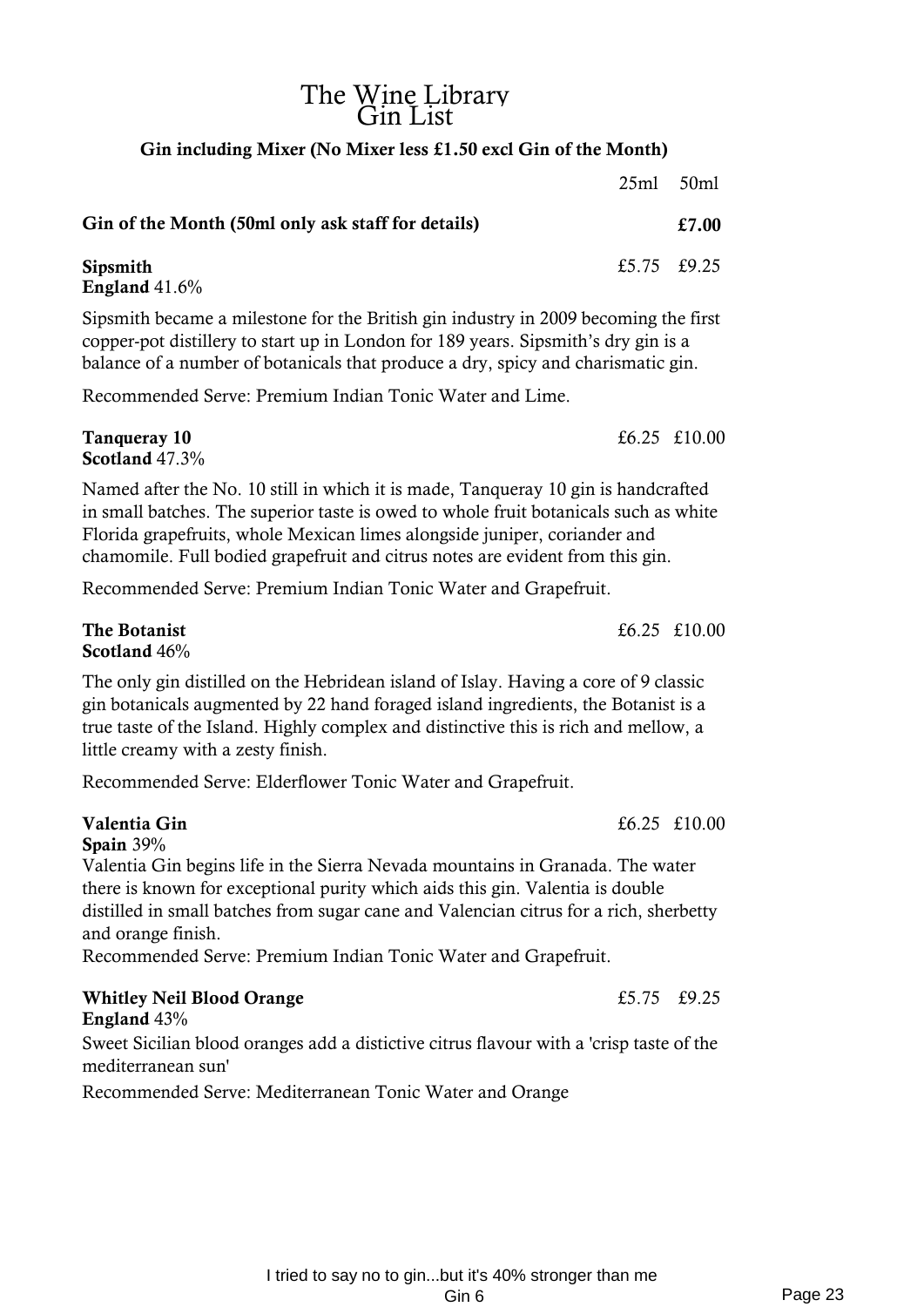# The Wine Library
## Gin List

**Gin including Mixer (No Mixer less £1.50 excl Gin of the Month)**

| | 25ml | 50ml |
|---|---|---|
| **Gin of the Month (50ml only ask staff for details)** | | **£7.00** |
| **Sipsmith** | £5.75 | £9.25 |

**England** 41.6%

Sipsmith became a milestone for the British gin industry in 2009 becoming the first copper-pot distillery to start up in London for 189 years. Sipsmith's dry gin is a balance of a number of botanicals that produce a dry, spicy and charismatic gin.

Recommended Serve: Premium Indian Tonic Water and Lime.

**Tanqueray 10** £6.25 £10.00
**Scotland** 47.3%

Named after the No. 10 still in which it is made, Tanqueray 10 gin is handcrafted in small batches. The superior taste is owed to whole fruit botanicals such as white Florida grapefruits, whole Mexican limes alongside juniper, coriander and chamomile. Full bodied grapefruit and citrus notes are evident from this gin.

Recommended Serve: Premium Indian Tonic Water and Grapefruit.

**The Botanist** £6.25 £10.00
**Scotland** 46%

The only gin distilled on the Hebridean island of Islay. Having a core of 9 classic gin botanicals augmented by 22 hand foraged island ingredients, the Botanist is a true taste of the Island. Highly complex and distinctive this is rich and mellow, a little creamy with a zesty finish.

Recommended Serve: Elderflower Tonic Water and Grapefruit.

**Valentia Gin** £6.25 £10.00
**Spain** 39%

Valentia Gin begins life in the Sierra Nevada mountains in Granada. The water there is known for exceptional purity which aids this gin. Valentia is double distilled in small batches from sugar cane and Valencian citrus for a rich, sherbetty and orange finish.

Recommended Serve: Premium Indian Tonic Water and Grapefruit.

**Whitley Neil Blood Orange** £5.75 £9.25
**England** 43%

Sweet Sicilian blood oranges add a distictive citrus flavour with a 'crisp taste of the mediterranean sun'

Recommended Serve: Mediterranean Tonic Water and Orange

I tried to say no to gin...but it's 40% stronger than me